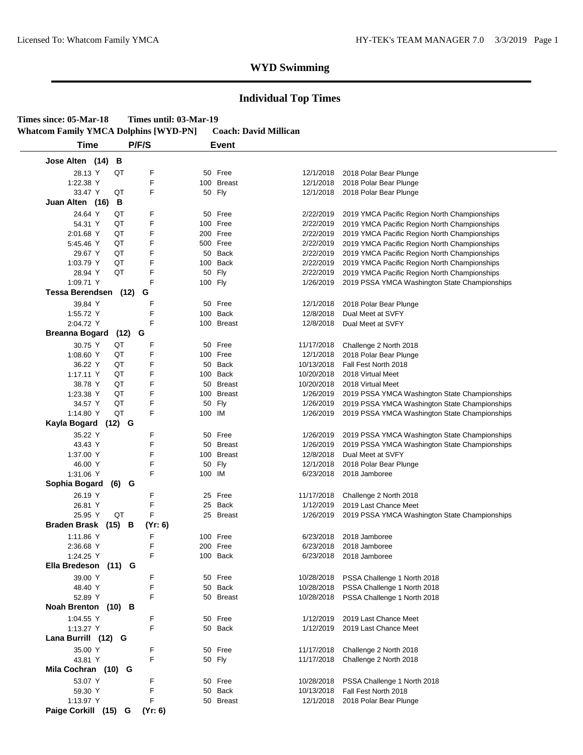# WYD Swimming

## Individual Top Times

**Times since: 05-Mar-18 Times until: 03-Mar-19**

**Whatcom Family YMCA Dolphins [WYD-PN] Coach: David Millican**

| Time | | P/F/S | Event | Date | Meet |
|---|---|---|---|---|---|
| **Jose Alten (14) B** | | | | | |
| 28.13 Y | QT | F | 50 Free | 12/1/2018 | 2018 Polar Bear Plunge |
| 1:22.38 Y | | F | 100 Breast | 12/1/2018 | 2018 Polar Bear Plunge |
| 33.47 Y | QT | F | 50 Fly | 12/1/2018 | 2018 Polar Bear Plunge |
| **Juan Alten (16) B** | | | | | |
| 24.64 Y | QT | F | 50 Free | 2/22/2019 | 2019 YMCA Pacific Region North Championships |
| 54.31 Y | QT | F | 100 Free | 2/22/2019 | 2019 YMCA Pacific Region North Championships |
| 2:01.68 Y | QT | F | 200 Free | 2/22/2019 | 2019 YMCA Pacific Region North Championships |
| 5:45.46 Y | QT | F | 500 Free | 2/22/2019 | 2019 YMCA Pacific Region North Championships |
| 29.67 Y | QT | F | 50 Back | 2/22/2019 | 2019 YMCA Pacific Region North Championships |
| 1:03.79 Y | QT | F | 100 Back | 2/22/2019 | 2019 YMCA Pacific Region North Championships |
| 28.94 Y | QT | F | 50 Fly | 2/22/2019 | 2019 YMCA Pacific Region North Championships |
| 1:09.71 Y | | F | 100 Fly | 1/26/2019 | 2019 PSSA YMCA Washington State Championships |
| **Tessa Berendsen (12) G** | | | | | |
| 39.84 Y | | F | 50 Free | 12/1/2018 | 2018 Polar Bear Plunge |
| 1:55.72 Y | | F | 100 Back | 12/8/2018 | Dual Meet at SVFY |
| 2:04.72 Y | | F | 100 Breast | 12/8/2018 | Dual Meet at SVFY |
| **Breanna Bogard (12) G** | | | | | |
| 30.75 Y | QT | F | 50 Free | 11/17/2018 | Challenge 2 North 2018 |
| 1:08.60 Y | QT | F | 100 Free | 12/1/2018 | 2018 Polar Bear Plunge |
| 36.22 Y | QT | F | 50 Back | 10/13/2018 | Fall Fest North 2018 |
| 1:17.11 Y | QT | F | 100 Back | 10/20/2018 | 2018 Virtual Meet |
| 38.78 Y | QT | F | 50 Breast | 10/20/2018 | 2018 Virtual Meet |
| 1:23.38 Y | QT | F | 100 Breast | 1/26/2019 | 2019 PSSA YMCA Washington State Championships |
| 34.57 Y | QT | F | 50 Fly | 1/26/2019 | 2019 PSSA YMCA Washington State Championships |
| 1:14.80 Y | QT | F | 100 IM | 1/26/2019 | 2019 PSSA YMCA Washington State Championships |
| **Kayla Bogard (12) G** | | | | | |
| 35.22 Y | | F | 50 Free | 1/26/2019 | 2019 PSSA YMCA Washington State Championships |
| 43.43 Y | | F | 50 Breast | 1/26/2019 | 2019 PSSA YMCA Washington State Championships |
| 1:37.00 Y | | F | 100 Breast | 12/8/2018 | Dual Meet at SVFY |
| 46.00 Y | | F | 50 Fly | 12/1/2018 | 2018 Polar Bear Plunge |
| 1:31.06 Y | | F | 100 IM | 6/23/2018 | 2018 Jamboree |
| **Sophia Bogard (6) G** | | | | | |
| 26.19 Y | | F | 25 Free | 11/17/2018 | Challenge 2 North 2018 |
| 26.81 Y | | F | 25 Back | 1/12/2019 | 2019 Last Chance Meet |
| 25.95 Y | QT | F | 25 Breast | 1/26/2019 | 2019 PSSA YMCA Washington State Championships |
| **Braden Brask (15) B (Yr: 6)** | | | | | |
| 1:11.86 Y | | F | 100 Free | 6/23/2018 | 2018 Jamboree |
| 2:36.68 Y | | F | 200 Free | 6/23/2018 | 2018 Jamboree |
| 1:24.25 Y | | F | 100 Back | 6/23/2018 | 2018 Jamboree |
| **Ella Bredeson (11) G** | | | | | |
| 39.00 Y | | F | 50 Free | 10/28/2018 | PSSA Challenge 1 North 2018 |
| 48.40 Y | | F | 50 Back | 10/28/2018 | PSSA Challenge 1 North 2018 |
| 52.89 Y | | F | 50 Breast | 10/28/2018 | PSSA Challenge 1 North 2018 |
| **Noah Brenton (10) B** | | | | | |
| 1:04.55 Y | | F | 50 Free | 1/12/2019 | 2019 Last Chance Meet |
| 1:13.27 Y | | F | 50 Back | 1/12/2019 | 2019 Last Chance Meet |
| **Lana Burrill (12) G** | | | | | |
| 35.00 Y | | F | 50 Free | 11/17/2018 | Challenge 2 North 2018 |
| 43.81 Y | | F | 50 Fly | 11/17/2018 | Challenge 2 North 2018 |
| **Mila Cochran (10) G** | | | | | |
| 53.07 Y | | F | 50 Free | 10/28/2018 | PSSA Challenge 1 North 2018 |
| 59.30 Y | | F | 50 Back | 10/13/2018 | Fall Fest North 2018 |
| 1:13.97 Y | | F | 50 Breast | 12/1/2018 | 2018 Polar Bear Plunge |
| **Paige Corkill (15) G (Yr: 6)** | | | | | |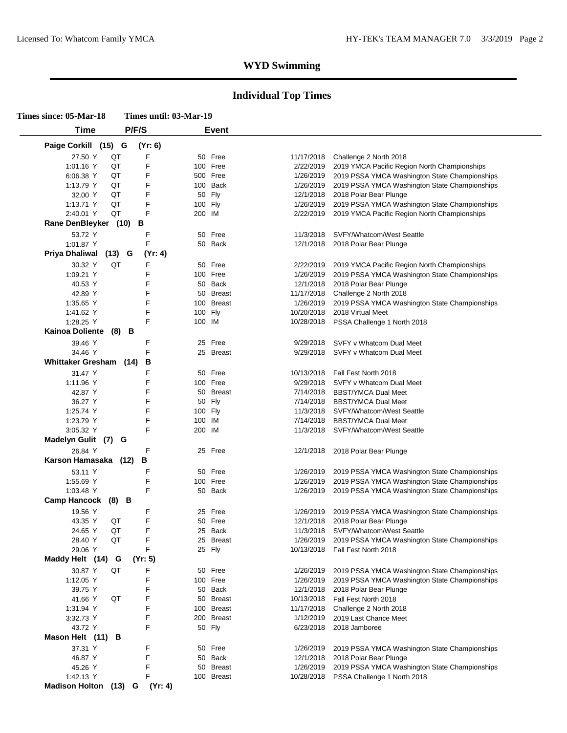# WYD Swimming

## Individual Top Times

**Times since: 05-Mar-18  Times until: 03-Mar-19**

| Time | P/F/S | | Event | Date | Meet |
|---|---|---|---|---|---|
| **Paige Corkill (15) G (Yr: 6)** | | | | | |
| 27.50 Y | QT | F | 50 Free | 11/17/2018 | Challenge 2 North 2018 |
| 1:01.16 Y | QT | F | 100 Free | 2/22/2019 | 2019 YMCA Pacific Region North Championships |
| 6:06.38 Y | QT | F | 500 Free | 1/26/2019 | 2019 PSSA YMCA Washington State Championships |
| 1:13.79 Y | QT | F | 100 Back | 1/26/2019 | 2019 PSSA YMCA Washington State Championships |
| 32.00 Y | QT | F | 50 Fly | 12/1/2018 | 2018 Polar Bear Plunge |
| 1:13.71 Y | QT | F | 100 Fly | 1/26/2019 | 2019 PSSA YMCA Washington State Championships |
| 2:40.01 Y | QT | F | 200 IM | 2/22/2019 | 2019 YMCA Pacific Region North Championships |
| **Rane DenBleyker (10) B** | | | | | |
| 53.72 Y | | F | 50 Free | 11/3/2018 | SVFY/Whatcom/West Seattle |
| 1:01.87 Y | | F | 50 Back | 12/1/2018 | 2018 Polar Bear Plunge |
| **Priya Dhaliwal (13) G (Yr: 4)** | | | | | |
| 30.32 Y | QT | F | 50 Free | 2/22/2019 | 2019 YMCA Pacific Region North Championships |
| 1:09.21 Y | | F | 100 Free | 1/26/2019 | 2019 PSSA YMCA Washington State Championships |
| 40.53 Y | | F | 50 Back | 12/1/2018 | 2018 Polar Bear Plunge |
| 42.89 Y | | F | 50 Breast | 11/17/2018 | Challenge 2 North 2018 |
| 1:35.65 Y | | F | 100 Breast | 1/26/2019 | 2019 PSSA YMCA Washington State Championships |
| 1:41.62 Y | | F | 100 Fly | 10/20/2018 | 2018 Virtual Meet |
| 1:28.25 Y | | F | 100 IM | 10/28/2018 | PSSA Challenge 1 North 2018 |
| **Kainoa Doliente (8) B** | | | | | |
| 39.46 Y | | F | 25 Free | 9/29/2018 | SVFY v Whatcom Dual Meet |
| 34.46 Y | | F | 25 Breast | 9/29/2018 | SVFY v Whatcom Dual Meet |
| **Whittaker Gresham (14) B** | | | | | |
| 31.47 Y | | F | 50 Free | 10/13/2018 | Fall Fest North 2018 |
| 1:11.96 Y | | F | 100 Free | 9/29/2018 | SVFY v Whatcom Dual Meet |
| 42.87 Y | | F | 50 Breast | 7/14/2018 | BBST/YMCA Dual Meet |
| 36.27 Y | | F | 50 Fly | 7/14/2018 | BBST/YMCA Dual Meet |
| 1:25.74 Y | | F | 100 Fly | 11/3/2018 | SVFY/Whatcom/West Seattle |
| 1:23.79 Y | | F | 100 IM | 7/14/2018 | BBST/YMCA Dual Meet |
| 3:05.32 Y | | F | 200 IM | 11/3/2018 | SVFY/Whatcom/West Seattle |
| **Madelyn Gulit (7) G** | | | | | |
| 26.84 Y | | F | 25 Free | 12/1/2018 | 2018 Polar Bear Plunge |
| **Karson Hamasaka (12) B** | | | | | |
| 53.11 Y | | F | 50 Free | 1/26/2019 | 2019 PSSA YMCA Washington State Championships |
| 1:55.69 Y | | F | 100 Free | 1/26/2019 | 2019 PSSA YMCA Washington State Championships |
| 1:03.48 Y | | F | 50 Back | 1/26/2019 | 2019 PSSA YMCA Washington State Championships |
| **Camp Hancock (8) B** | | | | | |
| 19.56 Y | | F | 25 Free | 1/26/2019 | 2019 PSSA YMCA Washington State Championships |
| 43.35 Y | QT | F | 50 Free | 12/1/2018 | 2018 Polar Bear Plunge |
| 24.65 Y | QT | F | 25 Back | 11/3/2018 | SVFY/Whatcom/West Seattle |
| 28.40 Y | QT | F | 25 Breast | 1/26/2019 | 2019 PSSA YMCA Washington State Championships |
| 29.06 Y | | F | 25 Fly | 10/13/2018 | Fall Fest North 2018 |
| **Maddy Helt (14) G (Yr: 5)** | | | | | |
| 30.87 Y | QT | F | 50 Free | 1/26/2019 | 2019 PSSA YMCA Washington State Championships |
| 1:12.05 Y | | F | 100 Free | 1/26/2019 | 2019 PSSA YMCA Washington State Championships |
| 39.75 Y | | F | 50 Back | 12/1/2018 | 2018 Polar Bear Plunge |
| 41.66 Y | QT | F | 50 Breast | 10/13/2018 | Fall Fest North 2018 |
| 1:31.94 Y | | F | 100 Breast | 11/17/2018 | Challenge 2 North 2018 |
| 3:32.73 Y | | F | 200 Breast | 1/12/2019 | 2019 Last Chance Meet |
| 43.72 Y | | F | 50 Fly | 6/23/2018 | 2018 Jamboree |
| **Mason Helt (11) B** | | | | | |
| 37.31 Y | | F | 50 Free | 1/26/2019 | 2019 PSSA YMCA Washington State Championships |
| 46.87 Y | | F | 50 Back | 12/1/2018 | 2018 Polar Bear Plunge |
| 45.26 Y | | F | 50 Breast | 1/26/2019 | 2019 PSSA YMCA Washington State Championships |
| 1:42.13 Y | | F | 100 Breast | 10/28/2018 | PSSA Challenge 1 North 2018 |
| **Madison Holton (13) G (Yr: 4)** | | | | | |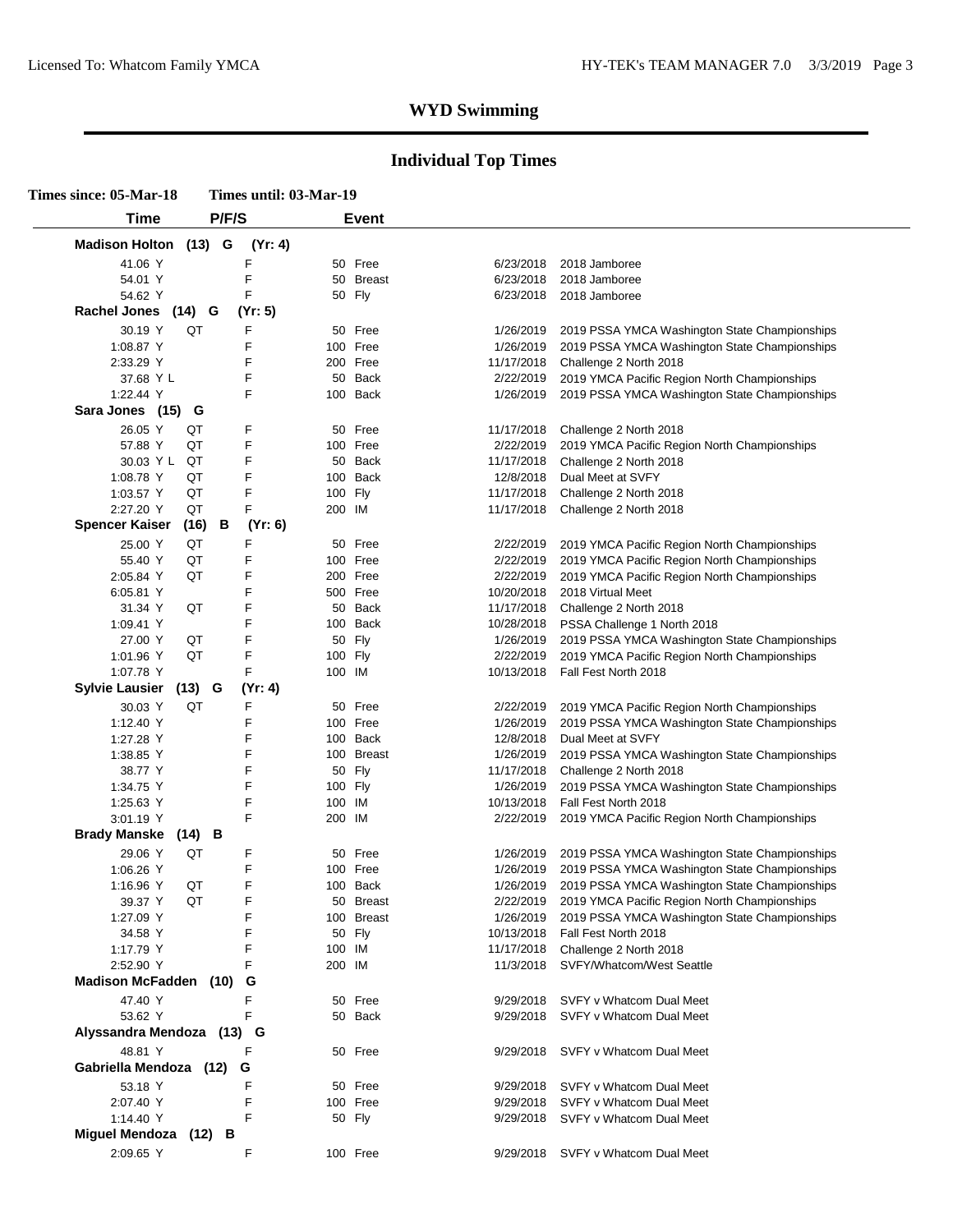## WYD Swimming

## Individual Top Times

**Times since: 05-Mar-18 Times until: 03-Mar-19**

| Time | | P/F/S | Event | | Date | Meet |
|---|---|---|---|---|---|---|
| **Madison Holton (13) G (Yr: 4)** | | | | | | |
| 41.06 Y | | F | 50 | Free | 6/23/2018 | 2018 Jamboree |
| 54.01 Y | | F | 50 | Breast | 6/23/2018 | 2018 Jamboree |
| 54.62 Y | | F | 50 | Fly | 6/23/2018 | 2018 Jamboree |
| **Rachel Jones (14) G (Yr: 5)** | | | | | | |
| 30.19 Y | QT | F | 50 | Free | 1/26/2019 | 2019 PSSA YMCA Washington State Championships |
| 1:08.87 Y | | F | 100 | Free | 1/26/2019 | 2019 PSSA YMCA Washington State Championships |
| 2:33.29 Y | | F | 200 | Free | 11/17/2018 | Challenge 2 North 2018 |
| 37.68 Y L | | F | 50 | Back | 2/22/2019 | 2019 YMCA Pacific Region North Championships |
| 1:22.44 Y | | F | 100 | Back | 1/26/2019 | 2019 PSSA YMCA Washington State Championships |
| **Sara Jones (15) G** | | | | | | |
| 26.05 Y | QT | F | 50 | Free | 11/17/2018 | Challenge 2 North 2018 |
| 57.88 Y | QT | F | 100 | Free | 2/22/2019 | 2019 YMCA Pacific Region North Championships |
| 30.03 Y L | QT | F | 50 | Back | 11/17/2018 | Challenge 2 North 2018 |
| 1:08.78 Y | QT | F | 100 | Back | 12/8/2018 | Dual Meet at SVFY |
| 1:03.57 Y | QT | F | 100 | Fly | 11/17/2018 | Challenge 2 North 2018 |
| 2:27.20 Y | QT | F | 200 | IM | 11/17/2018 | Challenge 2 North 2018 |
| **Spencer Kaiser (16) B (Yr: 6)** | | | | | | |
| 25.00 Y | QT | F | 50 | Free | 2/22/2019 | 2019 YMCA Pacific Region North Championships |
| 55.40 Y | QT | F | 100 | Free | 2/22/2019 | 2019 YMCA Pacific Region North Championships |
| 2:05.84 Y | QT | F | 200 | Free | 2/22/2019 | 2019 YMCA Pacific Region North Championships |
| 6:05.81 Y | | F | 500 | Free | 10/20/2018 | 2018 Virtual Meet |
| 31.34 Y | QT | F | 50 | Back | 11/17/2018 | Challenge 2 North 2018 |
| 1:09.41 Y | | F | 100 | Back | 10/28/2018 | PSSA Challenge 1 North 2018 |
| 27.00 Y | QT | F | 50 | Fly | 1/26/2019 | 2019 PSSA YMCA Washington State Championships |
| 1:01.96 Y | QT | F | 100 | Fly | 2/22/2019 | 2019 YMCA Pacific Region North Championships |
| 1:07.78 Y | | F | 100 | IM | 10/13/2018 | Fall Fest North 2018 |
| **Sylvie Lausier (13) G (Yr: 4)** | | | | | | |
| 30.03 Y | QT | F | 50 | Free | 2/22/2019 | 2019 YMCA Pacific Region North Championships |
| 1:12.40 Y | | F | 100 | Free | 1/26/2019 | 2019 PSSA YMCA Washington State Championships |
| 1:27.28 Y | | F | 100 | Back | 12/8/2018 | Dual Meet at SVFY |
| 1:38.85 Y | | F | 100 | Breast | 1/26/2019 | 2019 PSSA YMCA Washington State Championships |
| 38.77 Y | | F | 50 | Fly | 11/17/2018 | Challenge 2 North 2018 |
| 1:34.75 Y | | F | 100 | Fly | 1/26/2019 | 2019 PSSA YMCA Washington State Championships |
| 1:25.63 Y | | F | 100 | IM | 10/13/2018 | Fall Fest North 2018 |
| 3:01.19 Y | | F | 200 | IM | 2/22/2019 | 2019 YMCA Pacific Region North Championships |
| **Brady Manske (14) B** | | | | | | |
| 29.06 Y | QT | F | 50 | Free | 1/26/2019 | 2019 PSSA YMCA Washington State Championships |
| 1:06.26 Y | | F | 100 | Free | 1/26/2019 | 2019 PSSA YMCA Washington State Championships |
| 1:16.96 Y | QT | F | 100 | Back | 1/26/2019 | 2019 PSSA YMCA Washington State Championships |
| 39.37 Y | QT | F | 50 | Breast | 2/22/2019 | 2019 YMCA Pacific Region North Championships |
| 1:27.09 Y | | F | 100 | Breast | 1/26/2019 | 2019 PSSA YMCA Washington State Championships |
| 34.58 Y | | F | 50 | Fly | 10/13/2018 | Fall Fest North 2018 |
| 1:17.79 Y | | F | 100 | IM | 11/17/2018 | Challenge 2 North 2018 |
| 2:52.90 Y | | F | 200 | IM | 11/3/2018 | SVFY/Whatcom/West Seattle |
| **Madison McFadden (10) G** | | | | | | |
| 47.40 Y | | F | 50 | Free | 9/29/2018 | SVFY v Whatcom Dual Meet |
| 53.62 Y | | F | 50 | Back | 9/29/2018 | SVFY v Whatcom Dual Meet |
| **Alyssandra Mendoza (13) G** | | | | | | |
| 48.81 Y | | F | 50 | Free | 9/29/2018 | SVFY v Whatcom Dual Meet |
| **Gabriella Mendoza (12) G** | | | | | | |
| 53.18 Y | | F | 50 | Free | 9/29/2018 | SVFY v Whatcom Dual Meet |
| 2:07.40 Y | | F | 100 | Free | 9/29/2018 | SVFY v Whatcom Dual Meet |
| 1:14.40 Y | | F | 50 | Fly | 9/29/2018 | SVFY v Whatcom Dual Meet |
| **Miguel Mendoza (12) B** | | | | | | |
| 2:09.65 Y | | F | 100 | Free | 9/29/2018 | SVFY v Whatcom Dual Meet |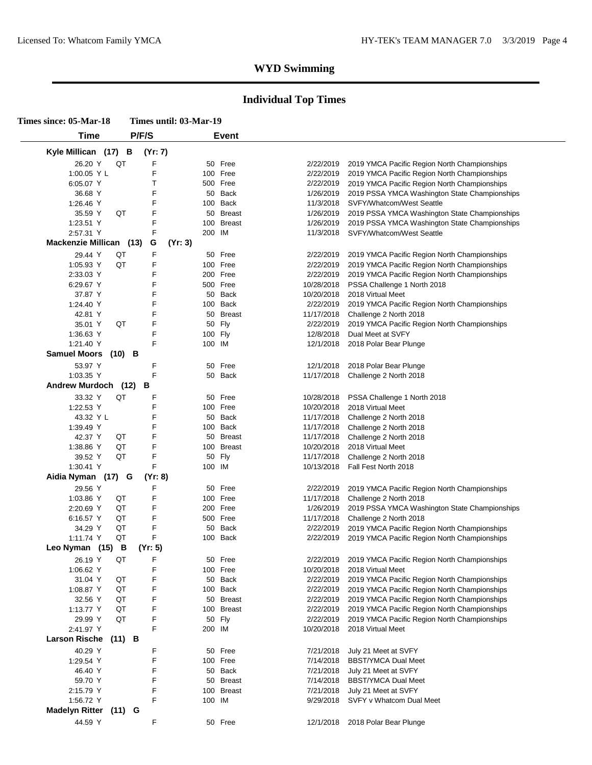## WYD Swimming

## Individual Top Times

**Times since: 05-Mar-18** **Times until: 03-Mar-19**

| Time | P/F/S | Event | | Date | Meet |
|---|---|---|---|---|---|
| **Kyle Millican (17) B (Yr: 7)** | | | | | |
| 26.20 Y QT | F | 50 | Free | 2/22/2019 | 2019 YMCA Pacific Region North Championships |
| 1:00.05 Y L | F | 100 | Free | 2/22/2019 | 2019 YMCA Pacific Region North Championships |
| 6:05.07 Y | T | 500 | Free | 2/22/2019 | 2019 YMCA Pacific Region North Championships |
| 36.68 Y | F | 50 | Back | 1/26/2019 | 2019 PSSA YMCA Washington State Championships |
| 1:26.46 Y | F | 100 | Back | 11/3/2018 | SVFY/Whatcom/West Seattle |
| 35.59 Y QT | F | 50 | Breast | 1/26/2019 | 2019 PSSA YMCA Washington State Championships |
| 1:23.51 Y | F | 100 | Breast | 1/26/2019 | 2019 PSSA YMCA Washington State Championships |
| 2:57.31 Y | F | 200 | IM | 11/3/2018 | SVFY/Whatcom/West Seattle |
| **Mackenzie Millican (13) G (Yr: 3)** | | | | | |
| 29.44 Y QT | F | 50 | Free | 2/22/2019 | 2019 YMCA Pacific Region North Championships |
| 1:05.93 Y QT | F | 100 | Free | 2/22/2019 | 2019 YMCA Pacific Region North Championships |
| 2:33.03 Y | F | 200 | Free | 2/22/2019 | 2019 YMCA Pacific Region North Championships |
| 6:29.67 Y | F | 500 | Free | 10/28/2018 | PSSA Challenge 1 North 2018 |
| 37.87 Y | F | 50 | Back | 10/20/2018 | 2018 Virtual Meet |
| 1:24.40 Y | F | 100 | Back | 2/22/2019 | 2019 YMCA Pacific Region North Championships |
| 42.81 Y | F | 50 | Breast | 11/17/2018 | Challenge 2 North 2018 |
| 35.01 Y QT | F | 50 | Fly | 2/22/2019 | 2019 YMCA Pacific Region North Championships |
| 1:36.63 Y | F | 100 | Fly | 12/8/2018 | Dual Meet at SVFY |
| 1:21.40 Y | F | 100 | IM | 12/1/2018 | 2018 Polar Bear Plunge |
| **Samuel Moors (10) B** | | | | | |
| 53.97 Y | F | 50 | Free | 12/1/2018 | 2018 Polar Bear Plunge |
| 1:03.35 Y | F | 50 | Back | 11/17/2018 | Challenge 2 North 2018 |
| **Andrew Murdoch (12) B** | | | | | |
| 33.32 Y QT | F | 50 | Free | 10/28/2018 | PSSA Challenge 1 North 2018 |
| 1:22.53 Y | F | 100 | Free | 10/20/2018 | 2018 Virtual Meet |
| 43.32 Y L | F | 50 | Back | 11/17/2018 | Challenge 2 North 2018 |
| 1:39.49 Y | F | 100 | Back | 11/17/2018 | Challenge 2 North 2018 |
| 42.37 Y QT | F | 50 | Breast | 11/17/2018 | Challenge 2 North 2018 |
| 1:38.86 Y QT | F | 100 | Breast | 10/20/2018 | 2018 Virtual Meet |
| 39.52 Y QT | F | 50 | Fly | 11/17/2018 | Challenge 2 North 2018 |
| 1:30.41 Y | F | 100 | IM | 10/13/2018 | Fall Fest North 2018 |
| **Aidia Nyman (17) G (Yr: 8)** | | | | | |
| 29.56 Y | F | 50 | Free | 2/22/2019 | 2019 YMCA Pacific Region North Championships |
| 1:03.86 Y QT | F | 100 | Free | 11/17/2018 | Challenge 2 North 2018 |
| 2:20.69 Y QT | F | 200 | Free | 1/26/2019 | 2019 PSSA YMCA Washington State Championships |
| 6:16.57 Y QT | F | 500 | Free | 11/17/2018 | Challenge 2 North 2018 |
| 34.29 Y QT | F | 50 | Back | 2/22/2019 | 2019 YMCA Pacific Region North Championships |
| 1:11.74 Y QT | F | 100 | Back | 2/22/2019 | 2019 YMCA Pacific Region North Championships |
| **Leo Nyman (15) B (Yr: 5)** | | | | | |
| 26.19 Y QT | F | 50 | Free | 2/22/2019 | 2019 YMCA Pacific Region North Championships |
| 1:06.62 Y | F | 100 | Free | 10/20/2018 | 2018 Virtual Meet |
| 31.04 Y QT | F | 50 | Back | 2/22/2019 | 2019 YMCA Pacific Region North Championships |
| 1:08.87 Y QT | F | 100 | Back | 2/22/2019 | 2019 YMCA Pacific Region North Championships |
| 32.56 Y QT | F | 50 | Breast | 2/22/2019 | 2019 YMCA Pacific Region North Championships |
| 1:13.77 Y QT | F | 100 | Breast | 2/22/2019 | 2019 YMCA Pacific Region North Championships |
| 29.99 Y QT | F | 50 | Fly | 2/22/2019 | 2019 YMCA Pacific Region North Championships |
| 2:41.97 Y | F | 200 | IM | 10/20/2018 | 2018 Virtual Meet |
| **Larson Rische (11) B** | | | | | |
| 40.29 Y | F | 50 | Free | 7/21/2018 | July 21 Meet at SVFY |
| 1:29.54 Y | F | 100 | Free | 7/14/2018 | BBST/YMCA Dual Meet |
| 46.40 Y | F | 50 | Back | 7/21/2018 | July 21 Meet at SVFY |
| 59.70 Y | F | 50 | Breast | 7/14/2018 | BBST/YMCA Dual Meet |
| 2:15.79 Y | F | 100 | Breast | 7/21/2018 | July 21 Meet at SVFY |
| 1:56.72 Y | F | 100 | IM | 9/29/2018 | SVFY v Whatcom Dual Meet |
| **Madelyn Ritter (11) G** | | | | | |
| 44.59 Y | F | 50 | Free | 12/1/2018 | 2018 Polar Bear Plunge |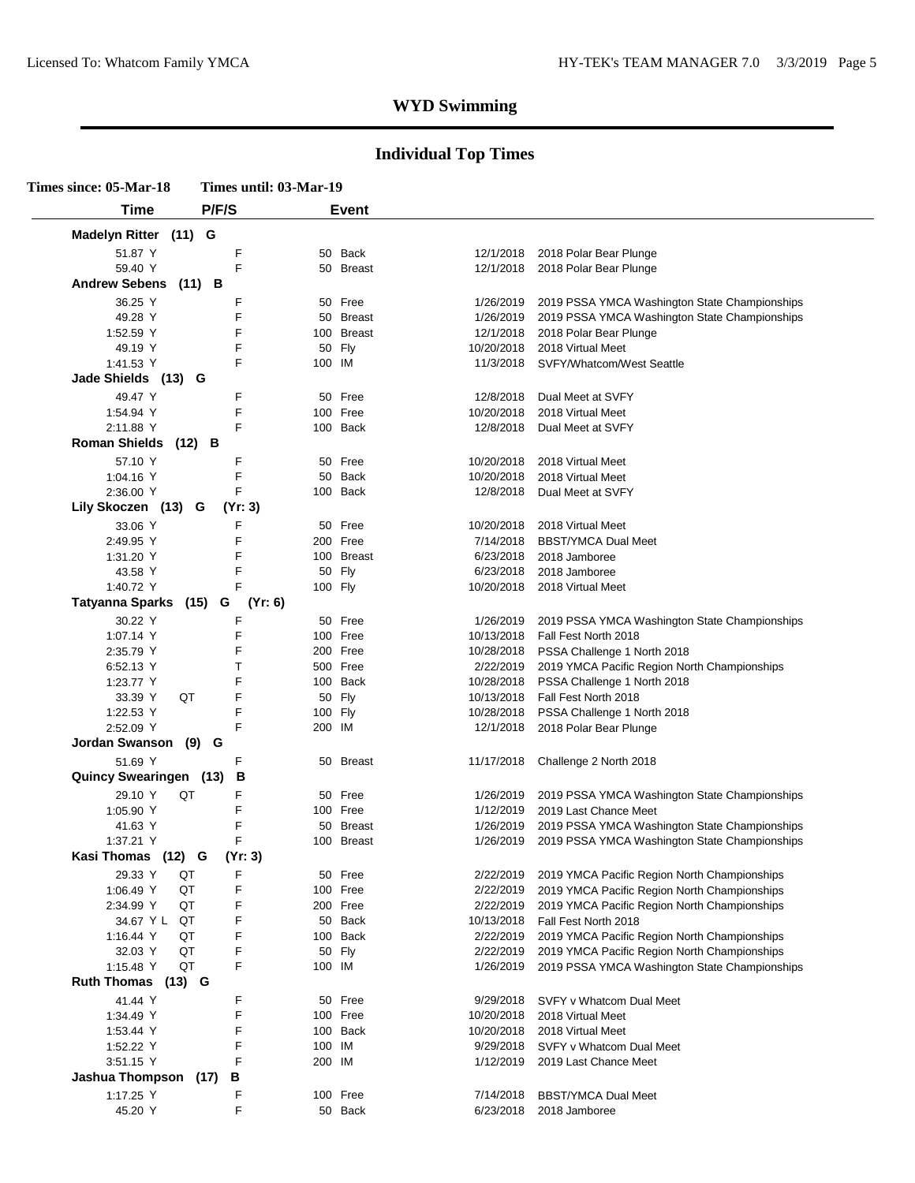# WYD Swimming

## Individual Top Times

**Times since: 05-Mar-18 Times until: 03-Mar-19**

| Time | | P/F/S | Event | | Date | Meet |
|---|---|---|---|---|---|---|
| **Madelyn Ritter (11) G** | | | | | | |
| 51.87 Y | | F | 50 | Back | 12/1/2018 | 2018 Polar Bear Plunge |
| 59.40 Y | | F | 50 | Breast | 12/1/2018 | 2018 Polar Bear Plunge |
| **Andrew Sebens (11) B** | | | | | | |
| 36.25 Y | | F | 50 | Free | 1/26/2019 | 2019 PSSA YMCA Washington State Championships |
| 49.28 Y | | F | 50 | Breast | 1/26/2019 | 2019 PSSA YMCA Washington State Championships |
| 1:52.59 Y | | F | 100 | Breast | 12/1/2018 | 2018 Polar Bear Plunge |
| 49.19 Y | | F | 50 | Fly | 10/20/2018 | 2018 Virtual Meet |
| 1:41.53 Y | | F | 100 | IM | 11/3/2018 | SVFY/Whatcom/West Seattle |
| **Jade Shields (13) G** | | | | | | |
| 49.47 Y | | F | 50 | Free | 12/8/2018 | Dual Meet at SVFY |
| 1:54.94 Y | | F | 100 | Free | 10/20/2018 | 2018 Virtual Meet |
| 2:11.88 Y | | F | 100 | Back | 12/8/2018 | Dual Meet at SVFY |
| **Roman Shields (12) B** | | | | | | |
| 57.10 Y | | F | 50 | Free | 10/20/2018 | 2018 Virtual Meet |
| 1:04.16 Y | | F | 50 | Back | 10/20/2018 | 2018 Virtual Meet |
| 2:36.00 Y | | F | 100 | Back | 12/8/2018 | Dual Meet at SVFY |
| **Lily Skoczen (13) G (Yr: 3)** | | | | | | |
| 33.06 Y | | F | 50 | Free | 10/20/2018 | 2018 Virtual Meet |
| 2:49.95 Y | | F | 200 | Free | 7/14/2018 | BBST/YMCA Dual Meet |
| 1:31.20 Y | | F | 100 | Breast | 6/23/2018 | 2018 Jamboree |
| 43.58 Y | | F | 50 | Fly | 6/23/2018 | 2018 Jamboree |
| 1:40.72 Y | | F | 100 | Fly | 10/20/2018 | 2018 Virtual Meet |
| **Tatyanna Sparks (15) G (Yr: 6)** | | | | | | |
| 30.22 Y | | F | 50 | Free | 1/26/2019 | 2019 PSSA YMCA Washington State Championships |
| 1:07.14 Y | | F | 100 | Free | 10/13/2018 | Fall Fest North 2018 |
| 2:35.79 Y | | F | 200 | Free | 10/28/2018 | PSSA Challenge 1 North 2018 |
| 6:52.13 Y | | T | 500 | Free | 2/22/2019 | 2019 YMCA Pacific Region North Championships |
| 1:23.77 Y | | F | 100 | Back | 10/28/2018 | PSSA Challenge 1 North 2018 |
| 33.39 Y | QT | F | 50 | Fly | 10/13/2018 | Fall Fest North 2018 |
| 1:22.53 Y | | F | 100 | Fly | 10/28/2018 | PSSA Challenge 1 North 2018 |
| 2:52.09 Y | | F | 200 | IM | 12/1/2018 | 2018 Polar Bear Plunge |
| **Jordan Swanson (9) G** | | | | | | |
| 51.69 Y | | F | 50 | Breast | 11/17/2018 | Challenge 2 North 2018 |
| **Quincy Swearingen (13) B** | | | | | | |
| 29.10 Y | QT | F | 50 | Free | 1/26/2019 | 2019 PSSA YMCA Washington State Championships |
| 1:05.90 Y | | F | 100 | Free | 1/12/2019 | 2019 Last Chance Meet |
| 41.63 Y | | F | 50 | Breast | 1/26/2019 | 2019 PSSA YMCA Washington State Championships |
| 1:37.21 Y | | F | 100 | Breast | 1/26/2019 | 2019 PSSA YMCA Washington State Championships |
| **Kasi Thomas (12) G (Yr: 3)** | | | | | | |
| 29.33 Y | QT | F | 50 | Free | 2/22/2019 | 2019 YMCA Pacific Region North Championships |
| 1:06.49 Y | QT | F | 100 | Free | 2/22/2019 | 2019 YMCA Pacific Region North Championships |
| 2:34.99 Y | QT | F | 200 | Free | 2/22/2019 | 2019 YMCA Pacific Region North Championships |
| 34.67 Y L | QT | F | 50 | Back | 10/13/2018 | Fall Fest North 2018 |
| 1:16.44 Y | QT | F | 100 | Back | 2/22/2019 | 2019 YMCA Pacific Region North Championships |
| 32.03 Y | QT | F | 50 | Fly | 2/22/2019 | 2019 YMCA Pacific Region North Championships |
| 1:15.48 Y | QT | F | 100 | IM | 1/26/2019 | 2019 PSSA YMCA Washington State Championships |
| **Ruth Thomas (13) G** | | | | | | |
| 41.44 Y | | F | 50 | Free | 9/29/2018 | SVFY v Whatcom Dual Meet |
| 1:34.49 Y | | F | 100 | Free | 10/20/2018 | 2018 Virtual Meet |
| 1:53.44 Y | | F | 100 | Back | 10/20/2018 | 2018 Virtual Meet |
| 1:52.22 Y | | F | 100 | IM | 9/29/2018 | SVFY v Whatcom Dual Meet |
| 3:51.15 Y | | F | 200 | IM | 1/12/2019 | 2019 Last Chance Meet |
| **Jashua Thompson (17) B** | | | | | | |
| 1:17.25 Y | | F | 100 | Free | 7/14/2018 | BBST/YMCA Dual Meet |
| 45.20 Y | | F | 50 | Back | 6/23/2018 | 2018 Jamboree |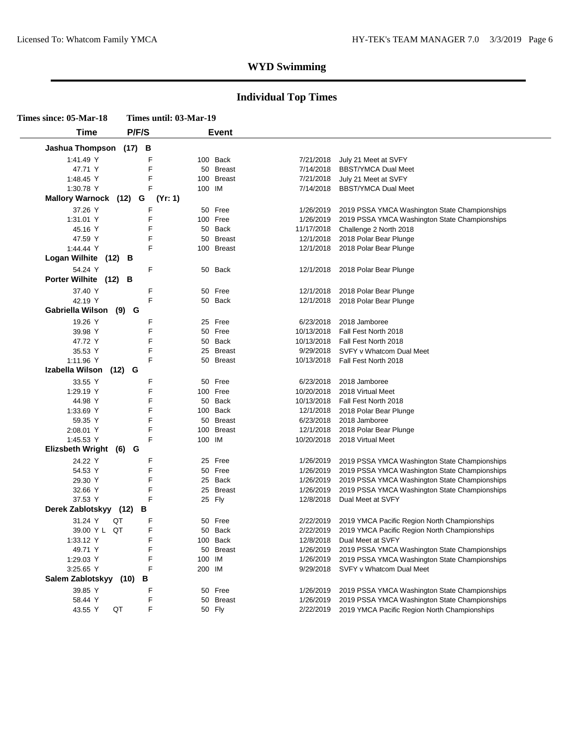## WYD Swimming

## Individual Top Times

**Times since: 05-Mar-18 Times until: 03-Mar-19**

| Time | P/F/S | Event | | Date | Meet |
|---|---|---|---|---|---|
| **Jashua Thompson (17) B** | | | | | |
| 1:41.49 Y | F | 100 | Back | 7/21/2018 | July 21 Meet at SVFY |
| 47.71 Y | F | 50 | Breast | 7/14/2018 | BBST/YMCA Dual Meet |
| 1:48.45 Y | F | 100 | Breast | 7/21/2018 | July 21 Meet at SVFY |
| 1:30.78 Y | F | 100 | IM | 7/14/2018 | BBST/YMCA Dual Meet |
| **Mallory Warnock (12) G (Yr: 1)** | | | | | |
| 37.26 Y | F | 50 | Free | 1/26/2019 | 2019 PSSA YMCA Washington State Championships |
| 1:31.01 Y | F | 100 | Free | 1/26/2019 | 2019 PSSA YMCA Washington State Championships |
| 45.16 Y | F | 50 | Back | 11/17/2018 | Challenge 2 North 2018 |
| 47.59 Y | F | 50 | Breast | 12/1/2018 | 2018 Polar Bear Plunge |
| 1:44.44 Y | F | 100 | Breast | 12/1/2018 | 2018 Polar Bear Plunge |
| **Logan Wilhite (12) B** | | | | | |
| 54.24 Y | F | 50 | Back | 12/1/2018 | 2018 Polar Bear Plunge |
| **Porter Wilhite (12) B** | | | | | |
| 37.40 Y | F | 50 | Free | 12/1/2018 | 2018 Polar Bear Plunge |
| 42.19 Y | F | 50 | Back | 12/1/2018 | 2018 Polar Bear Plunge |
| **Gabriella Wilson (9) G** | | | | | |
| 19.26 Y | F | 25 | Free | 6/23/2018 | 2018 Jamboree |
| 39.98 Y | F | 50 | Free | 10/13/2018 | Fall Fest North 2018 |
| 47.72 Y | F | 50 | Back | 10/13/2018 | Fall Fest North 2018 |
| 35.53 Y | F | 25 | Breast | 9/29/2018 | SVFY v Whatcom Dual Meet |
| 1:11.96 Y | F | 50 | Breast | 10/13/2018 | Fall Fest North 2018 |
| **Izabella Wilson (12) G** | | | | | |
| 33.55 Y | F | 50 | Free | 6/23/2018 | 2018 Jamboree |
| 1:29.19 Y | F | 100 | Free | 10/20/2018 | 2018 Virtual Meet |
| 44.98 Y | F | 50 | Back | 10/13/2018 | Fall Fest North 2018 |
| 1:33.69 Y | F | 100 | Back | 12/1/2018 | 2018 Polar Bear Plunge |
| 59.35 Y | F | 50 | Breast | 6/23/2018 | 2018 Jamboree |
| 2:08.01 Y | F | 100 | Breast | 12/1/2018 | 2018 Polar Bear Plunge |
| 1:45.53 Y | F | 100 | IM | 10/20/2018 | 2018 Virtual Meet |
| **Elizsbeth Wright (6) G** | | | | | |
| 24.22 Y | F | 25 | Free | 1/26/2019 | 2019 PSSA YMCA Washington State Championships |
| 54.53 Y | F | 50 | Free | 1/26/2019 | 2019 PSSA YMCA Washington State Championships |
| 29.30 Y | F | 25 | Back | 1/26/2019 | 2019 PSSA YMCA Washington State Championships |
| 32.66 Y | F | 25 | Breast | 1/26/2019 | 2019 PSSA YMCA Washington State Championships |
| 37.53 Y | F | 25 | Fly | 12/8/2018 | Dual Meet at SVFY |
| **Derek Zablotskyy (12) B** | | | | | |
| 31.24 Y QT | F | 50 | Free | 2/22/2019 | 2019 YMCA Pacific Region North Championships |
| 39.00 Y L QT | F | 50 | Back | 2/22/2019 | 2019 YMCA Pacific Region North Championships |
| 1:33.12 Y | F | 100 | Back | 12/8/2018 | Dual Meet at SVFY |
| 49.71 Y | F | 50 | Breast | 1/26/2019 | 2019 PSSA YMCA Washington State Championships |
| 1:29.03 Y | F | 100 | IM | 1/26/2019 | 2019 PSSA YMCA Washington State Championships |
| 3:25.65 Y | F | 200 | IM | 9/29/2018 | SVFY v Whatcom Dual Meet |
| **Salem Zablotskyy (10) B** | | | | | |
| 39.85 Y | F | 50 | Free | 1/26/2019 | 2019 PSSA YMCA Washington State Championships |
| 58.44 Y | F | 50 | Breast | 1/26/2019 | 2019 PSSA YMCA Washington State Championships |
| 43.55 Y QT | F | 50 | Fly | 2/22/2019 | 2019 YMCA Pacific Region North Championships |